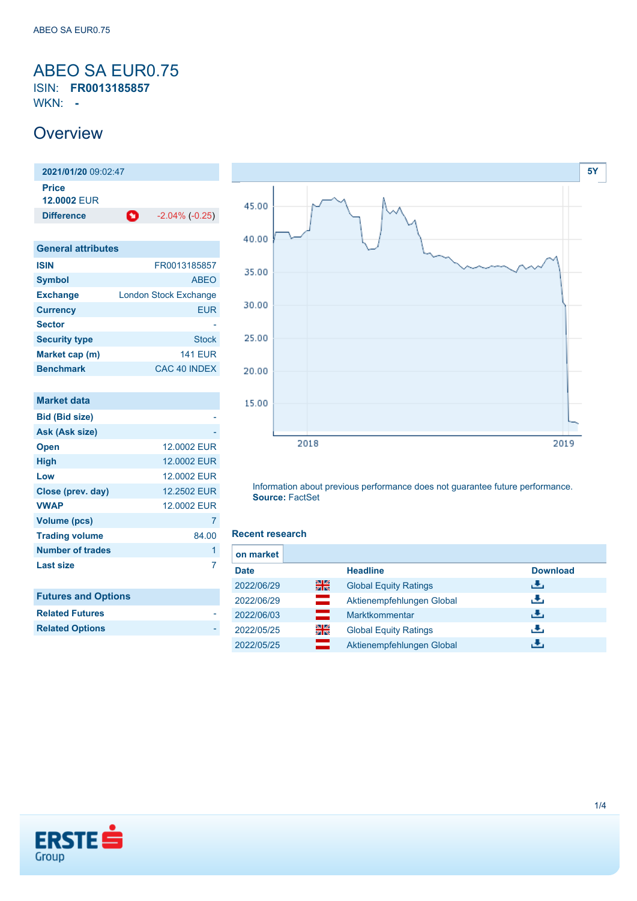# ABEO SA EUR0.75

ISIN: **FR0013185857**

WKN: **-**

## Overview

| **2021/01/20** 09:02:47 | |
|---|---|
| **Price** | |
| **12.0002** EUR | |
| **Difference** | -2.04% (-0.25) |

| General attributes | |
|---|---|
| **ISIN** | FR0013185857 |
| **Symbol** | ABEO |
| **Exchange** | London Stock Exchange |
| **Currency** | EUR |
| **Sector** | - |
| **Security type** | Stock |
| **Market cap (m)** | 141 EUR |
| **Benchmark** | CAC 40 INDEX |

| Market data | |
|---|---|
| **Bid (Bid size)** | - |
| **Ask (Ask size)** | - |
| **Open** | 12.0002 EUR |
| **High** | 12.0002 EUR |
| **Low** | 12.0002 EUR |
| **Close (prev. day)** | 12.2502 EUR |
| **VWAP** | 12.0002 EUR |
| **Volume (pcs)** | 7 |
| **Trading volume** | 84.00 |
| **Number of trades** | 1 |
| **Last size** | 7 |

| Futures and Options | |
|---|---|
| **Related Futures** | - |
| **Related Options** | - |

Information about previous performance does not guarantee future performance.
**Source:** FactSet

### Recent research

**on market**

| Date | | Headline | Download |
|---|---|---|---|
| 2022/06/29 | | Global Equity Ratings | |
| 2022/06/29 | | Aktienempfehlungen Global | |
| 2022/06/03 | | Marktkommentar | |
| 2022/05/25 | | Global Equity Ratings | |
| 2022/05/25 | | Aktienempfehlungen Global | |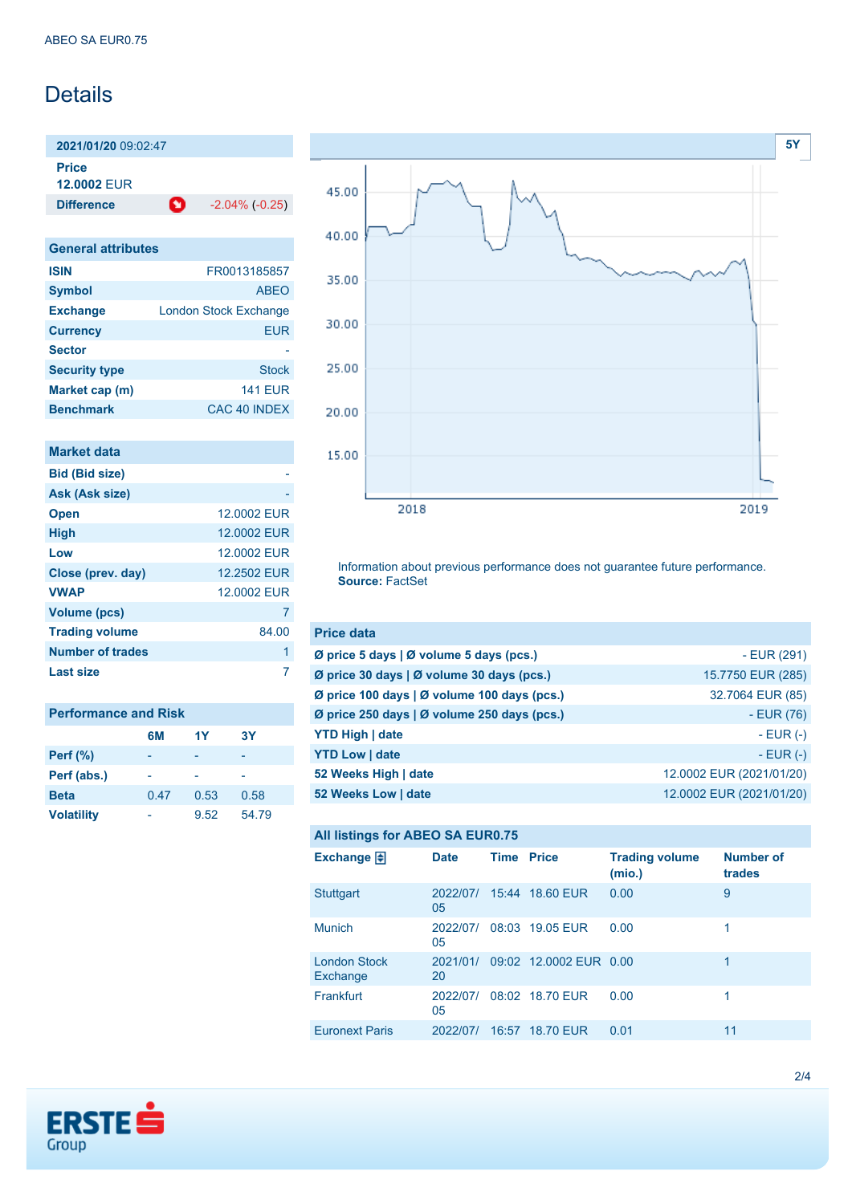ABEO SA EUR0.75

# Details

**2021/01/20** 09:02:47

**Price**
**12.0002** EUR

**Difference** -2.04% (-0.25)

| General attributes | |
|---|---|
| **ISIN** | FR0013185857 |
| **Symbol** | ABEO |
| **Exchange** | London Stock Exchange |
| **Currency** | EUR |
| **Sector** | - |
| **Security type** | Stock |
| **Market cap (m)** | 141 EUR |
| **Benchmark** | CAC 40 INDEX |

| Market data | |
|---|---|
| **Bid (Bid size)** | - |
| **Ask (Ask size)** | - |
| **Open** | 12.0002 EUR |
| **High** | 12.0002 EUR |
| **Low** | 12.0002 EUR |
| **Close (prev. day)** | 12.2502 EUR |
| **VWAP** | 12.0002 EUR |
| **Volume (pcs)** | 7 |
| **Trading volume** | 84.00 |
| **Number of trades** | 1 |
| **Last size** | 7 |

| Performance and Risk | 6M | 1Y | 3Y |
|---|---|---|---|
| **Perf (%)** | - | - | - |
| **Perf (abs.)** | - | - | - |
| **Beta** | 0.47 | 0.53 | 0.58 |
| **Volatility** | - | 9.52 | 54.79 |

Information about previous performance does not guarantee future performance.
**Source:** FactSet

| Price data | |
|---|---|
| **Ø price 5 days \| Ø volume 5 days (pcs.)** | - EUR (291) |
| **Ø price 30 days \| Ø volume 30 days (pcs.)** | 15.7750 EUR (285) |
| **Ø price 100 days \| Ø volume 100 days (pcs.)** | 32.7064 EUR (85) |
| **Ø price 250 days \| Ø volume 250 days (pcs.)** | - EUR (76) |
| **YTD High \| date** | - EUR (-) |
| **YTD Low \| date** | - EUR (-) |
| **52 Weeks High \| date** | 12.0002 EUR (2021/01/20) |
| **52 Weeks Low \| date** | 12.0002 EUR (2021/01/20) |

**All listings for ABEO SA EUR0.75**

| Exchange | Date | Time | Price | Trading volume (mio.) | Number of trades |
|---|---|---|---|---|---|
| Stuttgart | 2022/07/05 | 15:44 | 18.60 EUR | 0.00 | 9 |
| Munich | 2022/07/05 | 08:03 | 19.05 EUR | 0.00 | 1 |
| London Stock Exchange | 2021/01/20 | 09:02 | 12.0002 EUR | 0.00 | 1 |
| Frankfurt | 2022/07/05 | 08:02 | 18.70 EUR | 0.00 | 1 |
| Euronext Paris | 2022/07/ | 16:57 | 18.70 EUR | 0.01 | 11 |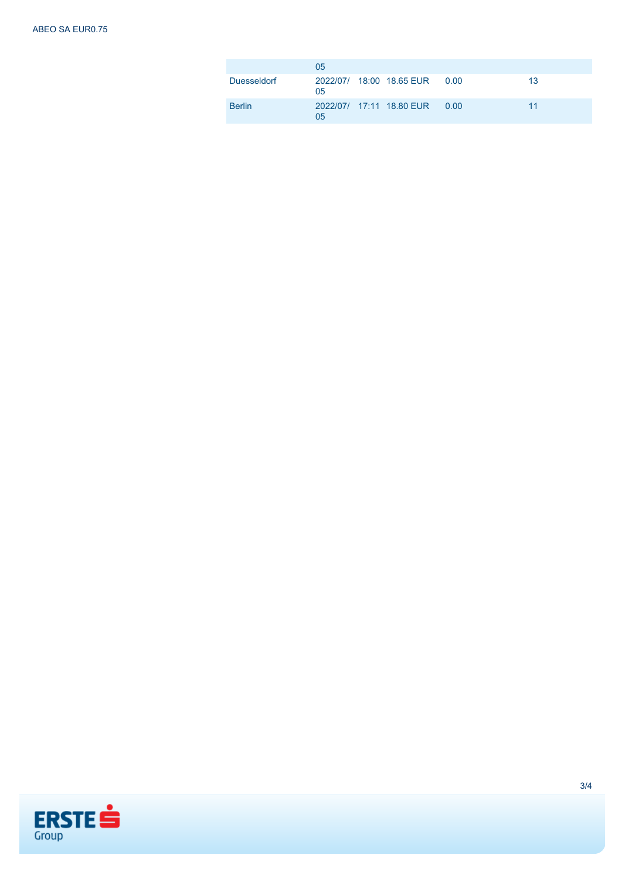| | | | | | |
|---|---|---|---|---|---|
| | 05 | | | | |
| Duesseldorf | 2022/07/05 | 18:00 | 18.65 EUR | 0.00 | 13 |
| Berlin | 2022/07/05 | 17:11 | 18.80 EUR | 0.00 | 11 |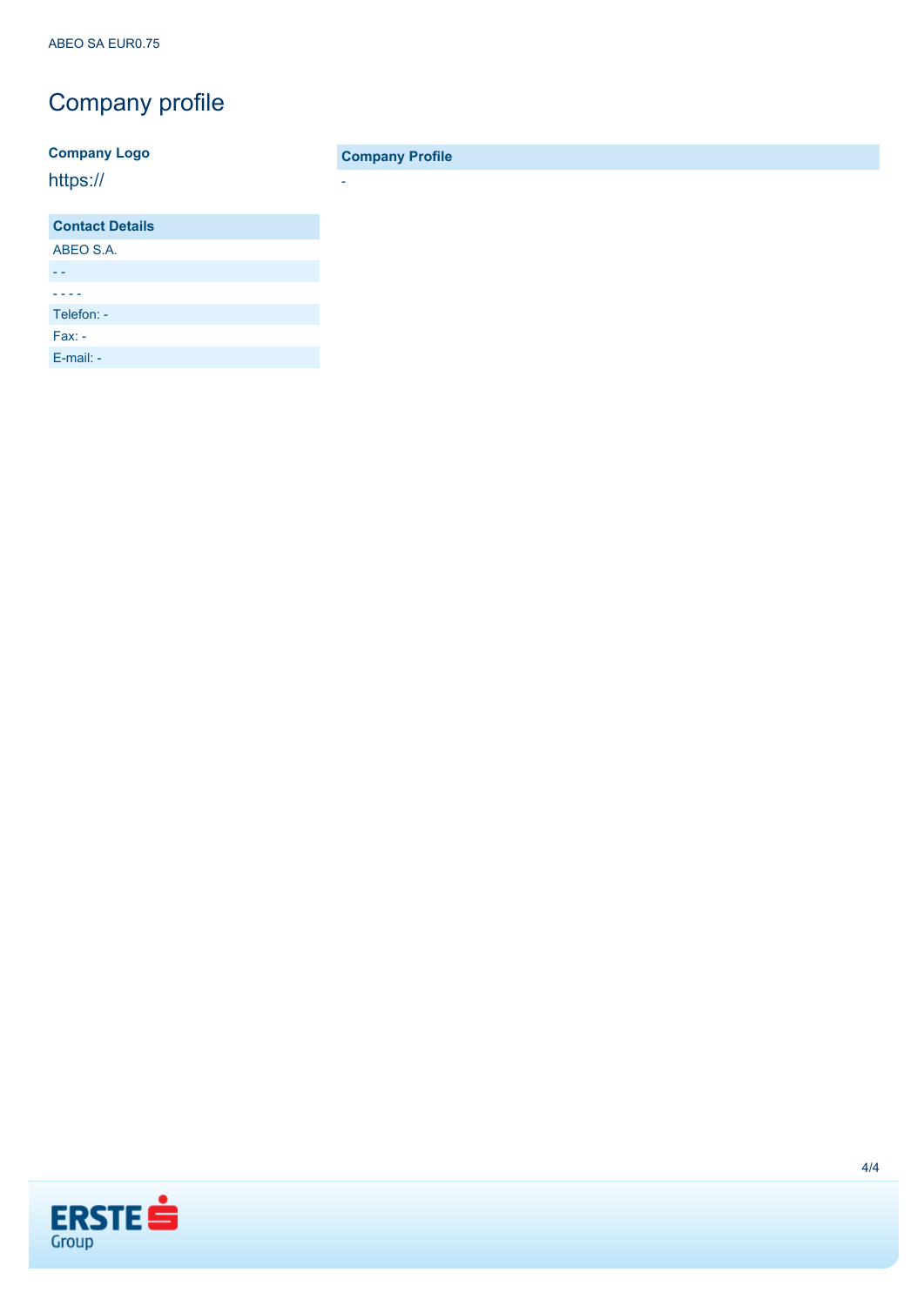# Company profile

**Company Logo**

https://

| Contact Details |
| --- |
| ABEO S.A. |
| - - |
| - - - - |
| Telefon: - |
| Fax: - |
| E-mail: - |

| Company Profile |
| --- |
| - |